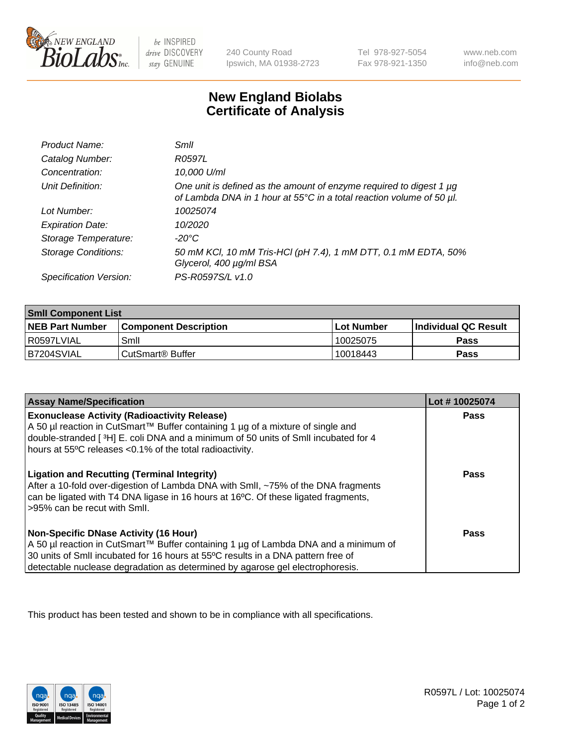# New England Biolabs Certificate of Analysis

| | |
|---|---|
| *Product Name:* | *SmlI* |
| *Catalog Number:* | *R0597L* |
| *Concentration:* | *10,000 U/ml* |
| *Unit Definition:* | *One unit is defined as the amount of enzyme required to digest 1 µg of Lambda DNA in 1 hour at 55°C in a total reaction volume of 50 µl.* |
| *Lot Number:* | *10025074* |
| *Expiration Date:* | *10/2020* |
| *Storage Temperature:* | *-20°C* |
| *Storage Conditions:* | *50 mM KCl, 10 mM Tris-HCl (pH 7.4), 1 mM DTT, 0.1 mM EDTA, 50% Glycerol, 400 µg/ml BSA* |
| *Specification Version:* | *PS-R0597S/L v1.0* |

| SmlI Component List | | | |
|---|---|---|---|
| **NEB Part Number** | **Component Description** | **Lot Number** | **Individual QC Result** |
| R0597LVIAL | SmlI | 10025075 | **Pass** |
| B7204SVIAL | CutSmart® Buffer | 10018443 | **Pass** |

| Assay Name/Specification | Lot # 10025074 |
|---|---|
| **Exonuclease Activity (Radioactivity Release)**<br>A 50 µl reaction in CutSmart™ Buffer containing 1 µg of a mixture of single and double-stranded [ $^3$H] E. coli DNA and a minimum of 50 units of SmlI incubated for 4 hours at 55ºC releases <0.1% of the total radioactivity. | **Pass** |
| **Ligation and Recutting (Terminal Integrity)**<br>After a 10-fold over-digestion of Lambda DNA with SmlI, ~75% of the DNA fragments can be ligated with T4 DNA ligase in 16 hours at 16ºC. Of these ligated fragments, >95% can be recut with SmlI. | **Pass** |
| **Non-Specific DNase Activity (16 Hour)**<br>A 50 µl reaction in CutSmart™ Buffer containing 1 µg of Lambda DNA and a minimum of 30 units of SmlI incubated for 16 hours at 55ºC results in a DNA pattern free of detectable nuclease degradation as determined by agarose gel electrophoresis. | **Pass** |

This product has been tested and shown to be in compliance with all specifications.

R0597L / Lot: 10025074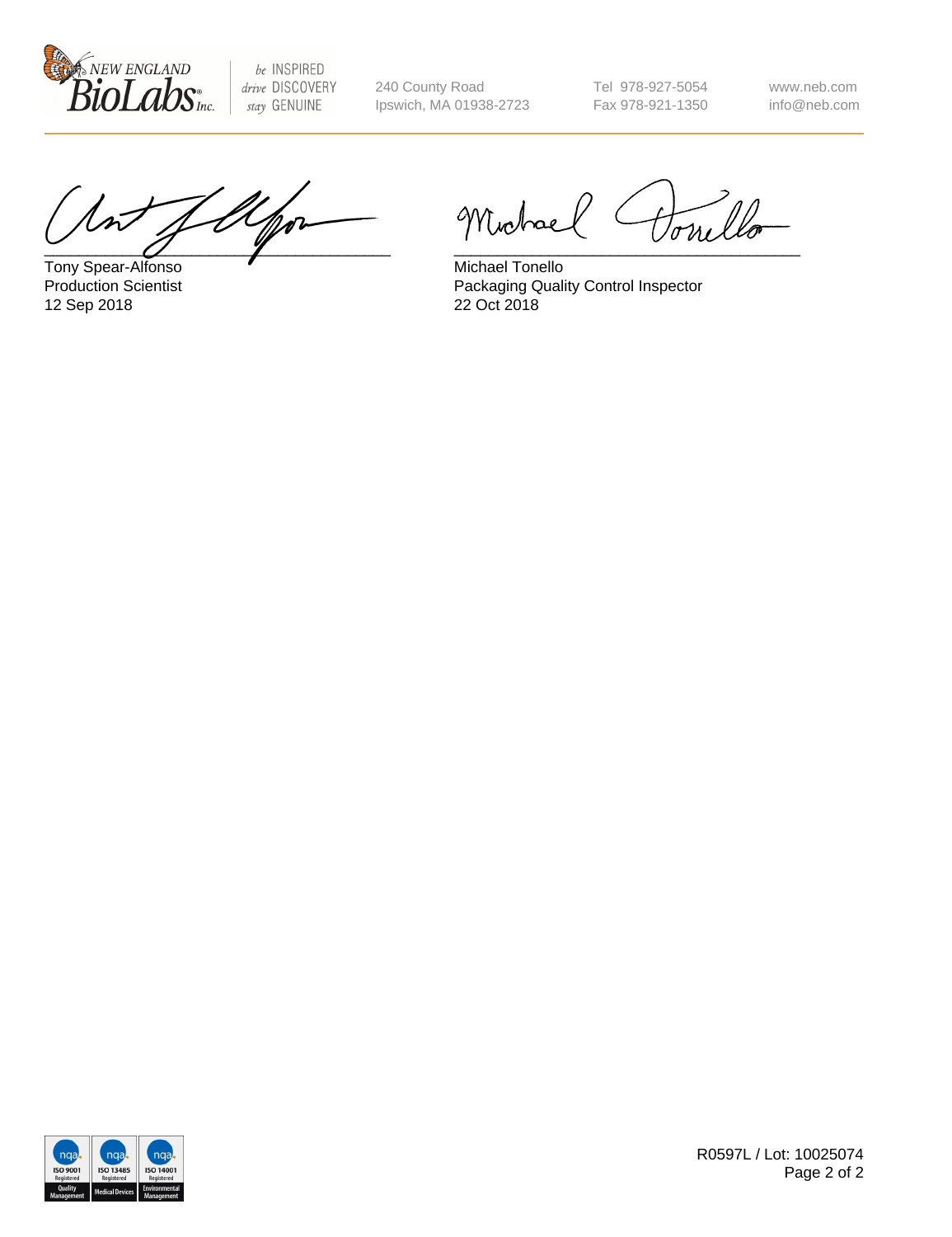Tony Spear-Alfonso
Production Scientist
12 Sep 2018

Michael Tonello
Packaging Quality Control Inspector
22 Oct 2018